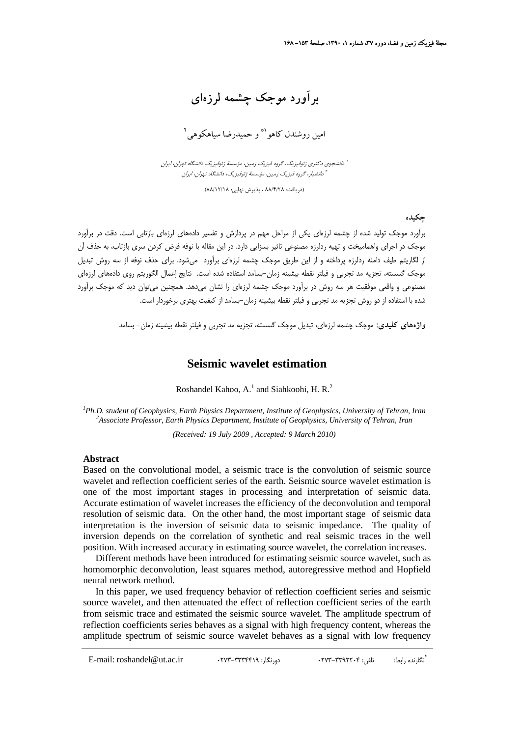# برآورد موجک چشمه لرزه‌ای

امین روشندل کاهو[1]* و حمیدرضا سیاهکوهی[2]

[1] دانشجوی دکتری ژئوفیزیک، گروه فیزیک زمین، مؤسسهٔ ژئوفیزیک دانشگاه تهران، ایران
[2] دانشیار، گروه فیزیک زمین، مؤسسهٔ ژئوفیزیک، دانشگاه تهران، ایران

(دریافت: ۸۸/۴/۲۸ ، پذیرش نهایی: ۸۸/۱۲/۱۸)

## چکیده

برآورد موجک تولید شده از چشمه لرزه‌ای یکی از مراحل مهم در پردازش و تفسیر داده‌های لرزه‌ای بازتابی است. دقت در برآورد موجک در اجرای واهمامیخت و تهیه ردلرزه مصنوعی تاثیر بسزایی دارد. در این مقاله با نوفه فرض کردن سری بازتاب، به حذف آن از لگاریتم طیف دامنه ردلرزه پرداخته و از این طریق موجک چشمه لرزه‌ای برآورد می‌شود. برای حذف نوفه از سه روش تبدیل موجک گسسته، تجزیه مد تجربی و فیلتر نقطه بیشینه زمان–بسامد استفاده شده است. نتایج اِعمال الگوریتم روی داده‌های لرزه‌ای مصنوعی و واقعی موفقیت هر سه روش در برآورد موجک چشمه لرزه‌ای را نشان می‌دهد. همچنین می‌توان دید که موجک برآورد شده با استفاده از دو روش تجزیه مد تجربی و فیلتر نقطه بیشینه زمان–بسامد از کیفیت بهتری برخوردار است.

**واژه‌های کلیدی:** موجک چشمه لرزه‌ای، تبدیل موجک گسسته، تجزیه مد تجربی و فیلتر نقطه بیشینه زمان– بسامد

# Seismic wavelet estimation

Roshandel Kahoo, A.[1] and Siahkoohi, H. R.[2]

[1]*Ph.D. student of Geophysics, Earth Physics Department, Institute of Geophysics, University of Tehran, Iran*
[2]*Associate Professor, Earth Physics Department, Institute of Geophysics, University of Tehran, Iran*

*(Received: 19 July 2009 , Accepted: 9 March 2010)*

## Abstract

Based on the convolutional model, a seismic trace is the convolution of seismic source wavelet and reflection coefficient series of the earth. Seismic source wavelet estimation is one of the most important stages in processing and interpretation of seismic data. Accurate estimation of wavelet increases the efficiency of the deconvolution and temporal resolution of seismic data. On the other hand, the most important stage of seismic data interpretation is the inversion of seismic data to seismic impedance. The quality of inversion depends on the correlation of synthetic and real seismic traces in the well position. With increased accuracy in estimating source wavelet, the correlation increases.

Different methods have been introduced for estimating seismic source wavelet, such as homomorphic deconvolution, least squares method, autoregressive method and Hopfield neural network method.

In this paper, we used frequency behavior of reflection coefficient series and seismic source wavelet, and then attenuated the effect of reflection coefficient series of the earth from seismic trace and estimated the seismic source wavelet. The amplitude spectrum of reflection coefficients series behaves as a signal with high frequency content, whereas the amplitude spectrum of seismic source wavelet behaves as a signal with low frequency

*نگارنده رابط: تلفن: ۰۲۷۳-۳۳۹۲۲۰۴ دورنگار: ۰۲۷۳-۳۳۳۴۴۱۹ E-mail: roshandel@ut.ac.ir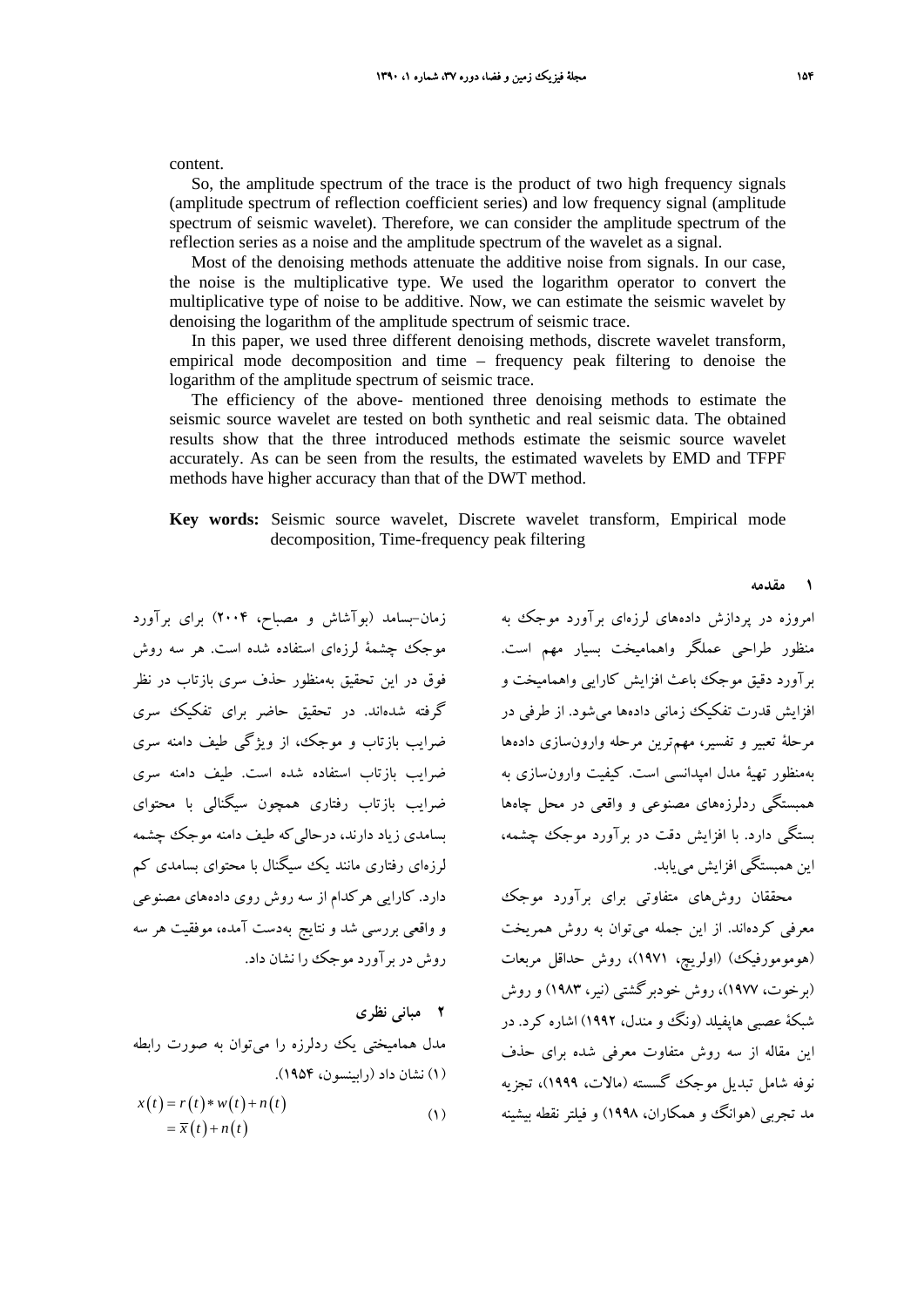content.

So, the amplitude spectrum of the trace is the product of two high frequency signals (amplitude spectrum of reflection coefficient series) and low frequency signal (amplitude spectrum of seismic wavelet). Therefore, we can consider the amplitude spectrum of the reflection series as a noise and the amplitude spectrum of the wavelet as a signal.

Most of the denoising methods attenuate the additive noise from signals. In our case, the noise is the multiplicative type. We used the logarithm operator to convert the multiplicative type of noise to be additive. Now, we can estimate the seismic wavelet by denoising the logarithm of the amplitude spectrum of seismic trace.

In this paper, we used three different denoising methods, discrete wavelet transform, empirical mode decomposition and time – frequency peak filtering to denoise the logarithm of the amplitude spectrum of seismic trace.

The efficiency of the above- mentioned three denoising methods to estimate the seismic source wavelet are tested on both synthetic and real seismic data. The obtained results show that the three introduced methods estimate the seismic source wavelet accurately. As can be seen from the results, the estimated wavelets by EMD and TFPF methods have higher accuracy than that of the DWT method.

**Key words:** Seismic source wavelet, Discrete wavelet transform, Empirical mode decomposition, Time-frequency peak filtering

## ۱ مقدمه

امروزه در پردازش داده‌های لرزه‌ای برآورد موجک به منظور طراحی عملگر واهمامیخت بسیار مهم است. برآورد دقیق موجک باعث افزایش کارایی واهمامیخت و افزایش قدرت تفکیک زمانی داده‌ها می‌شود. از طرفی در مرحلهٔ تعبیر و تفسیر، مهم‌ترین مرحله وارون‌سازی داده‌ها به‌منظور تهیهٔ مدل امپدانسی است. کیفیت وارون‌سازی به همبستگی ردلرزه‌های مصنوعی و واقعی در محل چاه‌ها بستگی دارد. با افزایش دقت در برآورد موجک چشمه، این همبستگی افزایش می‌یابد.

محققان روش‌های متفاوتی برای برآورد موجک معرفی کرده‌اند. از این جمله می‌توان به روش همریخت (هوموموفیک) (اولریچ، ۱۹۷۱)، روش حداقل مربعات (برخوت، ۱۹۷۷)، روش خودبرگشتی (نیر، ۱۹۸۳) و روش شبکهٔ عصبی هاپفیلد (ونگ و مندل، ۱۹۹۲) اشاره کرد. در این مقاله از سه روش متفاوت معرفی شده برای حذف نوفه شامل تبدیل موجک گسسته (مالات، ۱۹۹۹)، تجزیه مد تجربی (هوانگ و همکاران، ۱۹۹۸) و فیلتر نقطه بیشینه زمان–بسامد (بوآشاش و مصباح، ۲۰۰۴) برای برآورد موجک چشمهٔ لرزه‌ای استفاده شده است. هر سه روش فوق در این تحقیق به‌منظور حذف سری بازتاب در نظر گرفته شده‌اند. در تحقیق حاضر برای تفکیک سری ضرایب بازتاب و موجک، از ویژگی طیف دامنه سری ضرایب بازتاب استفاده شده است. طیف دامنه سری ضرایب بازتاب رفتاری همچون سیگنالی با محتوای بسامدی زیاد دارند، درحالی‌که طیف دامنه موجک چشمه لرزه‌ای رفتاری مانند یک سیگنال با محتوای بسامدی کم دارد. کارایی هرکدام از سه روش روی داده‌های مصنوعی و واقعی بررسی شد و نتایج به‌دست آمده، موفقیت هر سه روش در برآورد موجک را نشان داد.

## ۲ مبانی نظری

مدل همامیختی یک ردلرزه را می‌توان به صورت رابطه (۱) نشان داد (رابینسون، ۱۹۵۴).

$$x(t) = r(t) * w(t) + n(t) = \bar{x}(t) + n(t) \tag{1}$$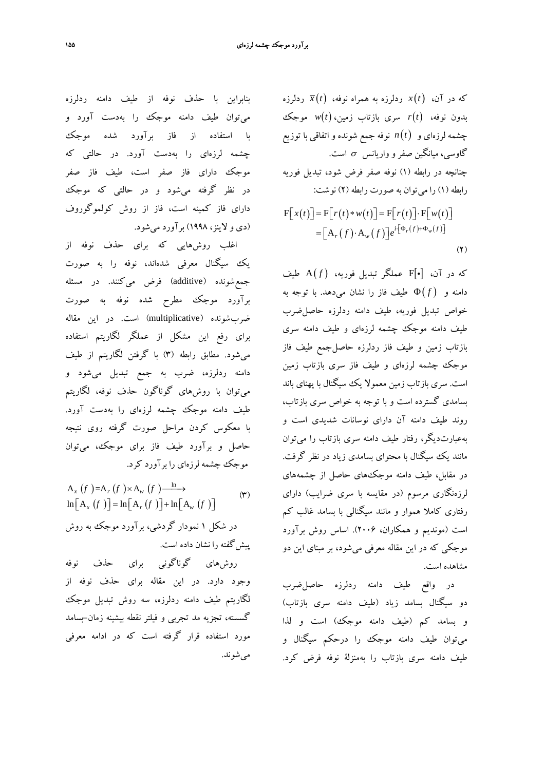که در آن، $x(t)$ ردلرزه به همراه نوفه، $\overline{x}(t)$ ردلرزه بدون نوفه، $r(t)$ سری بازتاب زمین، $w(t)$ موجک چشمه لرزه‌ای و $n(t)$ نوفه جمع شونده و اتفاقی با توزیع گاوسی، میانگین صفر و واریانس $\sigma$ است.

چنانچه در رابطه (۱) نوفه صفر فرض شود، تبدیل فوریه رابطه (۱) را می‌توان به صورت رابطه (۲) نوشت:

$$\mathrm{F}\left[x(t)\right] = \mathrm{F}\left[r(t) * w(t)\right] = \mathrm{F}\left[r(t)\right] \cdot \mathrm{F}\left[w(t)\right] = \left[\mathrm{A}_r(f) \cdot \mathrm{A}_w(f)\right] e^{i\left[\Phi_r(f) + \Phi_w(f)\right]} \tag{۲}$$

که در آن، $\mathrm{F}[\bullet]$ عملگر تبدیل فوریه، $\mathrm{A}(f)$ طیف دامنه و $\Phi(f)$ طیف فاز را نشان می‌دهد. با توجه به خواص تبدیل فوریه، طیف دامنه ردلرزه حاصل‌ضرب طیف دامنه موجک چشمه لرزه‌ای و طیف دامنه سری بازتاب زمین و طیف فاز ردلرزه حاصل‌جمع طیف فاز موجک چشمه لرزه‌ای و طیف فاز سری بازتاب زمین است. سری بازتاب زمین معمولا یک سیگنال با پهنای باند بسامدی گسترده است و با توجه به خواص سری بازتاب، روند طیف دامنه آن دارای نوسانات شدیدی است و به‌عبارت‌دیگر، رفتار طیف دامنه سری بازتاب را می‌توان مانند یک سیگنال با محتوای بسامدی زیاد در نظر گرفت. در مقابل، طیف دامنه موجک‌های حاصل از چشمه‌های لرزه‌نگاری مرسوم (در مقایسه با سری ضرایب) دارای رفتاری کاملا هموار و مانند سیگنالی با بسامد غالب کم است (موندیم و همکاران، ۲۰۰۶). اساس روش برآورد موجکی که در این مقاله معرفی می‌شود، بر مبنای این دو مشاهده است.

در واقع طیف دامنه ردلرزه حاصل‌ضرب دو سیگنال بسامد زیاد (طیف دامنه سری بازتاب) و بسامد کم (طیف دامنه موجک) است و لذا می‌توان طیف دامنه موجک را درحکم سیگنال و طیف دامنه سری بازتاب را به‌منزلهٔ نوفه فرض کرد.

بنابراین با حذف نوفه از طیف دامنه ردلرزه می‌توان طیف دامنه موجک را به‌دست آورد و با استفاده از فاز برآورد شده موجک چشمه لرزه‌ای را به‌دست آورد. در حالتی که موجک دارای فاز صفر است، طیف فاز صفر در نظر گرفته می‌شود و در حالتی که موجک دارای فاز کمینه است، فاز از روش کولموگوروف (دی و لاینز، ۱۹۹۸) برآورد می‌شود.

اغلب روش‌هایی که برای حذف نوفه از یک سیگنال معرفی شده‌اند، نوفه را به صورت جمع‌شونده (additive) فرض می‌کنند. در مسئله برآورد موجک مطرح شده نوفه به صورت ضرب‌شونده (multiplicative) است. در این مقاله برای رفع این مشکل از عملگر لگاریتم استفاده می‌شود. مطابق رابطه (۳) با گرفتن لگاریتم از طیف دامنه ردلرزه، ضرب به جمع تبدیل می‌شود و می‌توان با روش‌های گوناگون حذف نوفه، لگاریتم طیف دامنه موجک چشمه لرزه‌ای را به‌دست آورد. با معکوس کردن مراحل صورت گرفته روی نتیجه حاصل و برآورد طیف فاز برای موجک، می‌توان موجک چشمه لرزه‌ای را برآورد کرد.

$$\begin{aligned} &\mathrm{A}_x(f) = \mathrm{A}_r(f) \times \mathrm{A}_w(f) \xrightarrow{\ \ln\ } \\ &\ln\left[\mathrm{A}_x(f)\right] = \ln\left[\mathrm{A}_r(f)\right] + \ln\left[\mathrm{A}_w(f)\right] \end{aligned} \tag{۳}$$

در شکل ۱ نمودار گردشی، برآورد موجک به روش پیش‌گفته را نشان داده است.

روش‌های گوناگونی برای حذف نوفه وجود دارد. در این مقاله برای حذف نوفه از لگاریتم طیف دامنه ردلرزه، سه روش تبدیل موجک گسسته، تجزیه مد تجربی و فیلتر نقطه بیشینه زمان-بسامد مورد استفاده قرار گرفته است که در ادامه معرفی می‌شوند.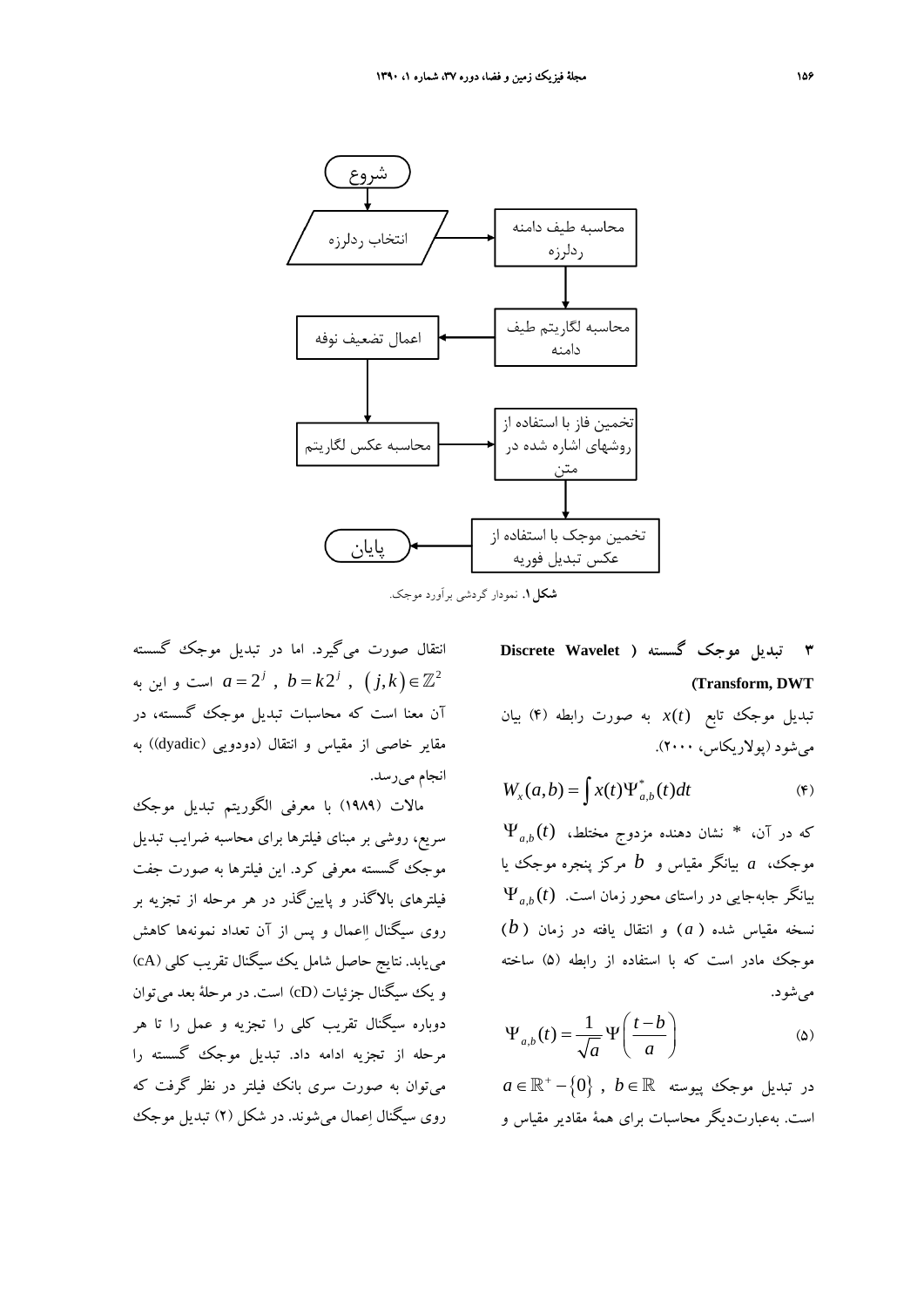شروع

انتخاب ردلرزه ← محاسبه طیف دامنه ردلرزه ← محاسبه لگاریتم طیف دامنه ← اعمال تضعیف نوفه ← محاسبه عکس لگاریتم ← تخمین فاز با استفاده از روشهای اشاره شده در متن ← تخمین موجک با استفاده از عکس تبدیل فوریه

پایان

**شکل ۱.** نمودار گردشی برآورد موجک.

## ۳ تبدیل موجک گسسته (Discrete Wavelet Transform, DWT)

تبدیل موجک تابع $x(t)$ به صورت رابطه (۴) بیان می‌شود (پولاریکاس، ۲۰۰۰).

$$W_x(a,b) = \int x(t)\Psi^*_{a,b}(t)dt \tag{۴}$$

که در آن، * نشان دهنده مزدوج مختلط، $\Psi_{a,b}(t)$ موجک، $a$ بیانگر مقیاس و $b$ مرکز پنجره موجک یا بیانگر جابه‌جایی در راستای محور زمان است. $\Psi_{a,b}(t)$ نسخه مقیاس شده ($a$) و انتقال یافته در زمان ($b$) موجک مادر است که با استفاده از رابطه (۵) ساخته می‌شود.

$$\Psi_{a,b}(t) = \frac{1}{\sqrt{a}}\Psi\left(\frac{t-b}{a}\right) \tag{۵}$$

در تبدیل موجک پیوسته $a \in \mathbb{R}^+ - \{0\}\ ,\ b \in \mathbb{R}$ است. به‌عبارت‌دیگر محاسبات برای همهٔ مقادیر مقیاس و انتقال صورت می‌گیرد. اما در تبدیل موجک گسسته $a = 2^j\ ,\ b = k2^j\ ,\ (j,k) \in \mathbb{Z}^2$ است و این به آن معنا است که محاسبات تبدیل موجک گسسته، در مقایر خاصی از مقیاس و انتقال (دودویی (dyadic)) به انجام می‌رسد.

مالات (۱۹۸۹) با معرفی الگوریتم تبدیل موجک سریع، روشی بر مبنای فیلترها برای محاسبه ضرایب تبدیل موجک گسسته معرفی کرد. این فیلترها به صورت جفت فیلترهای بالاگذر و پایین‌گذر در هر مرحله از تجزیه بر روی سیگنال اِعمال و پس از آن تعداد نمونه‌ها کاهش می‌یابد. نتایج حاصل شامل یک سیگنال تقریب کلی (cA) و یک سیگنال جزئیات (cD) است. در مرحلهٔ بعد می‌توان دوباره سیگنال تقریب کلی را تجزیه و عمل را تا هر مرحله از تجزیه ادامه داد. تبدیل موجک گسسته را می‌توان به صورت سری بانک فیلتر در نظر گرفت که روی سیگنال اِعمال می‌شوند. در شکل (۲) تبدیل موجک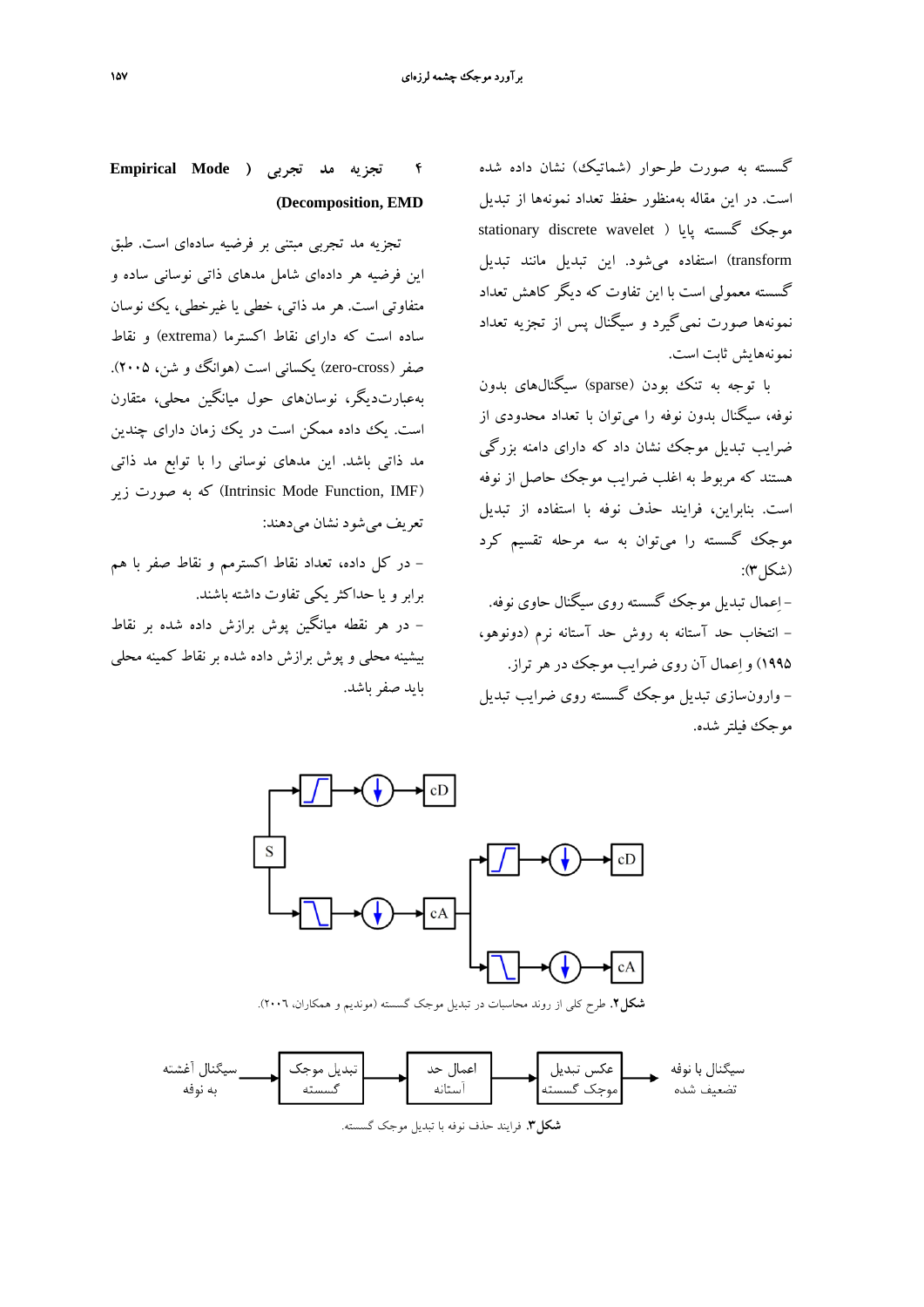گسسته به صورت طرحوار (شماتیک) نشان داده شده است. در این مقاله به‌منظور حفظ تعداد نمونه‌ها از تبدیل موجک گسسته پایا (stationary discrete wavelet transform) استفاده می‌شود. این تبدیل مانند تبدیل گسسته معمولی است با این تفاوت که دیگر کاهش تعداد نمونه‌ها صورت نمی‌گیرد و سیگنال پس از تجزیه تعداد نمونه‌هایش ثابت است.

با توجه به تنک بودن (sparse) سیگنال‌های بدون نوفه، سیگنال بدون نوفه را می‌توان با تعداد محدودی از ضرایب تبدیل موجک نشان داد که دارای دامنه بزرگی هستند که مربوط به اغلب ضرایب موجک حاصل از نوفه است. بنابراین، فرایند حذف نوفه با استفاده از تبدیل موجک گسسته را می‌توان به سه مرحله تقسیم کرد (شکل ۳):

- اِعمال تبدیل موجک گسسته روی سیگنال حاوی نوفه.
- انتخاب حد آستانه به روش حد آستانه نرم (دونوهو، ۱۹۹۵) و اِعمال آن روی ضرایب موجک در هر تراز.
- وارون‌سازی تبدیل موجک گسسته روی ضرایب تبدیل موجک فیلتر شده.

## ۴ تجزیه مد تجربی (Empirical Mode Decomposition, EMD)

تجزیه مد تجربی مبتنی بر فرضیه ساده‌ای است. طبق این فرضیه هر داده‌ای شامل مدهای ذاتی نوسانی ساده و متفاوتی است. هر مد ذاتی، خطی یا غیرخطی، یک نوسان ساده است که دارای نقاط اکسترما (extrema) و نقاط صفر (zero-cross) یکسانی است (هوانگ و شن، ۲۰۰۵). به‌عبارت‌دیگر، نوسان‌های حول میانگین محلی، متقارن است. یک داده ممکن است در یک زمان دارای چندین مد ذاتی باشد. این مدهای نوسانی را با توابع مد ذاتی (Intrinsic Mode Function, IMF) که به صورت زیر تعریف می‌شود نشان می‌دهند:

- در کل داده، تعداد نقاط اکسترمم و نقاط صفر با هم برابر و یا حداکثر یکی تفاوت داشته باشند.
- در هر نقطه میانگین پوش برازش داده شده بر نقاط بیشینه محلی و پوش برازش داده شده بر نقاط کمینه محلی باید صفر باشد.

**شکل ۲.** طرح کلی از روند محاسبات در تبدیل موجک گسسته (مونديم و همکاران، ۲۰۰٦).

**شکل ۳.** فرایند حذف نوفه با تبدیل موجک گسسته.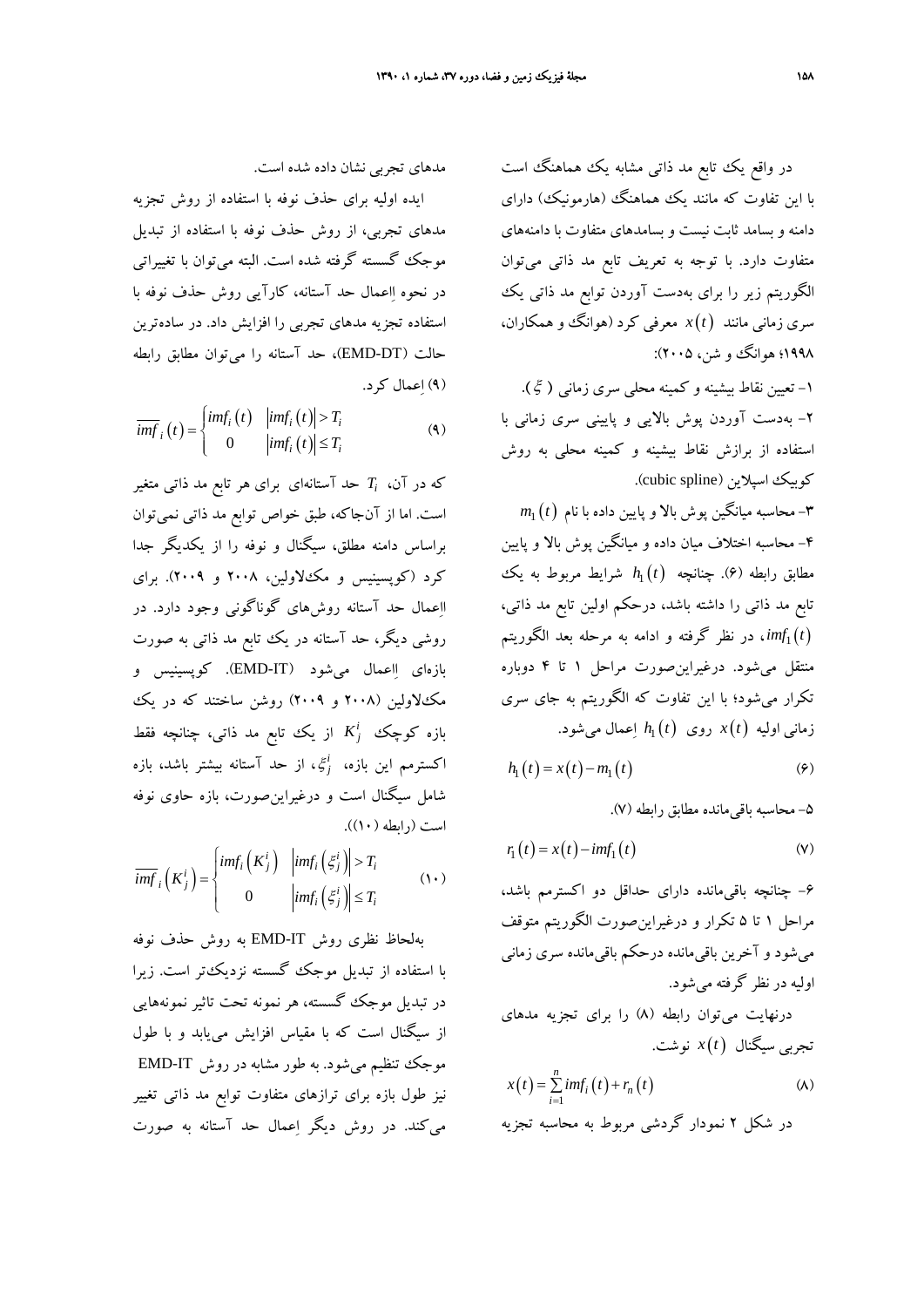در واقع یک تابع مد ذاتی مشابه یک هماهنگ است با این تفاوت که مانند یک هماهنگ (هارمونیک) دارای دامنه و بسامد ثابت نیست و بسامدهای متفاوت با دامنه‌های متفاوت دارد. با توجه به تعریف تابع مد ذاتی می‌توان الگوریتم زیر را برای به‌دست آوردن توابع مد ذاتی یک سری زمانی مانند $x(t)$ معرفی کرد (هوانگ و همکاران، ۱۹۹۸؛ هوانگ و شن، ۲۰۰۵):

۱- تعیین نقاط بیشینه و کمینه محلی سری زمانی ($\xi$).

۲- به‌دست آوردن پوش بالایی و پایینی سری زمانی با استفاده از برازش نقاط بیشینه و کمینه محلی به روش کوبیک اسپلاین (cubic spline).

۳- محاسبه میانگین پوش بالا و پایین داده با نام $m_1(t)$

۴- محاسبه اختلاف میان داده و میانگین پوش بالا و پایین مطابق رابطه (۶). چنانچه $h_1(t)$ شرایط مربوط به یک تابع مد ذاتی را داشته باشد، درحکم اولین تابع مد ذاتی، $imf_1(t)$، در نظر گرفته و ادامه به مرحله بعد الگوریتم منتقل می‌شود. درغیراین‌صورت مراحل ۱ تا ۴ دوباره تکرار می‌شود؛ با این تفاوت که الگوریتم به جای سری زمانی اولیه $x(t)$ روی $h_1(t)$ اِعمال می‌شود.

$$h_1(t) = x(t) - m_1(t) \tag{۶}$$

۵- محاسبه باقی‌مانده مطابق رابطه (۷).

$$r_1(t) = x(t) - imf_1(t) \tag{۷}$$

۶- چنانچه باقی‌مانده دارای حداقل دو اکسترمم باشد، مراحل ۱ تا ۵ تکرار و درغیراین‌صورت الگوریتم متوقف می‌شود و آخرین باقی‌مانده درحکم باقی‌مانده سری زمانی اولیه در نظر گرفته می‌شود.

درنهایت می‌توان رابطه (۸) را برای تجزیه مدهای تجربی سیگنال $x(t)$ نوشت.

$$x(t) = \sum_{i=1}^{n} imf_i(t) + r_n(t) \tag{۸}$$

در شکل ۲ نمودار گردشی مربوط به محاسبه تجزیه مدهای تجربی نشان داده شده است.

ایده اولیه برای حذف نوفه با استفاده از روش تجزیه مدهای تجربی، از روش حذف نوفه با استفاده از تبدیل موجک گسسته گرفته شده است. البته می‌توان با تغییراتی در نحوه اِعمال حد آستانه، کارآیی روش حذف نوفه با استفاده تجزیه مدهای تجربی را افزایش داد. در ساده‌ترین حالت (EMD-DT)، حد آستانه را می‌توان مطابق رابطه (۹) اِعمال کرد.

$$\overline{imf}_i(t) = \begin{cases} imf_i(t) & |imf_i(t)| > T_i \\ 0 & |imf_i(t)| \le T_i \end{cases} \tag{۹}$$

که در آن، $T_i$ حد آستانه‌ای برای هر تابع مد ذاتی متغیر است. اما از آن‌جاکه، طبق خواص توابع مد ذاتی نمی‌توان براساس دامنه مطلق، سیگنال و نوفه را از یکدیگر جدا کرد (کوپسینیس و مک‌لاولین، ۲۰۰۸ و ۲۰۰۹). برای اِعمال حد آستانه روش‌های گوناگونی وجود دارد. در روشی دیگر، حد آستانه در یک تابع مد ذاتی به صورت بازه‌ای اِعمال می‌شود (EMD-IT). کوپسینیس و مک‌لاولین (۲۰۰۸ و ۲۰۰۹) روشن ساختند که در یک بازه کوچک $K_j^i$ از یک تابع مد ذاتی، چنانچه فقط اکسترمم این بازه، $\xi_j^i$، از حد آستانه بیشتر باشد، بازه شامل سیگنال است و درغیراین‌صورت، بازه حاوی نوفه است (رابطه (۱۰)).

$$\overline{imf}_i(K_j^i) = \begin{cases} imf_i(K_j^i) & |imf_i(\xi_j^i)| > T_i \\ 0 & |imf_i(\xi_j^i)| \le T_i \end{cases} \tag{۱۰}$$

به‌لحاظ نظری روش EMD-IT به روش حذف نوفه با استفاده از تبدیل موجک گسسته نزدیک‌تر است. زیرا در تبدیل موجک گسسته، هر نمونه تحت تاثیر نمونه‌هایی از سیگنال است که با مقیاس افزایش می‌یابد و با طول موجک تنظیم می‌شود. به طور مشابه در روش EMD-IT نیز طول بازه برای ترازهای متفاوت توابع مد ذاتی تغییر می‌کند. در روش دیگر اِعمال حد آستانه به صورت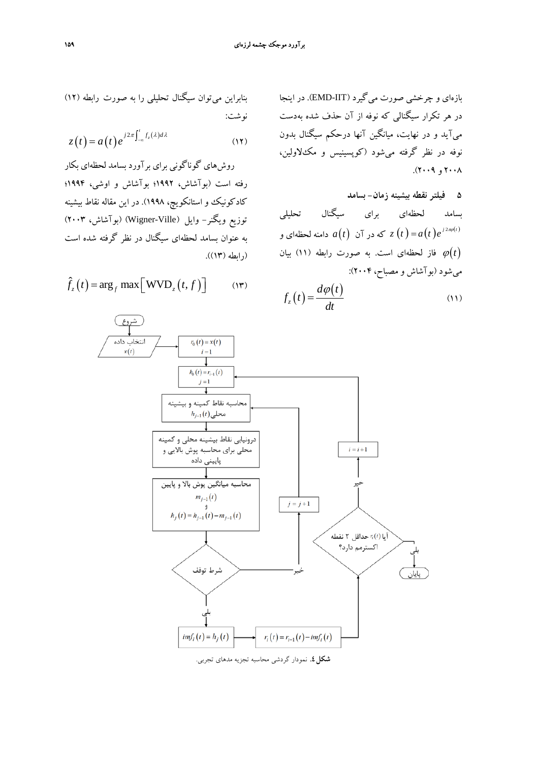بازه‌ای و چرخشی صورت می‌گیرد (EMD-IIT). در اینجا در هر تکرار سیگنالی که نوفه از آن حذف شده به‌دست می‌آید و در نهایت، میانگین آنها درحکم سیگنال بدون نوفه در نظر گرفته می‌شود (کوپسینیس و مک‌لاولین، ۲۰۰۸ و ۲۰۰۹).

## ۵ فیلتر نقطه بیشینه زمان- بسامد

بسامد لحظه‌ای برای سیگنال تحلیلی $z\left(t\right)=a\left(t\right)e^{j2\pi\varphi\left(t\right)}$ که در آن $a\left(t\right)$ دامنه لحظه‌ای و $\varphi\left(t\right)$ فاز لحظه‌ای است. به صورت رابطه (۱۱) بیان می‌شود (بوآشاش و مصباح، ۲۰۰۴):

$$f_z\left(t\right)=\frac{d\varphi\left(t\right)}{dt} \qquad (۱۱)$$

بنابراین می‌توان سیگنال تحلیلی را به صورت رابطه (۱۲) نوشت:

$$z\left(t\right)=a\left(t\right)e^{j2\pi\int_{-\infty}^{t}f_z\left(\lambda\right)d\lambda} \qquad (۱۲)$$

روش‌های گوناگونی برای برآورد بسامد لحظه‌ای بکار رفته است (بوآشاش، ۱۹۹۲؛ بوآشاش و اوشی، ۱۹۹۴؛ کادکونیک و استانکوویچ، ۱۹۹۸). در این مقاله نقاط بیشینه توزیع ویگنر- وایل (Wigner-Ville) (بوآشاش، ۲۰۰۳) به عنوان بسامد لحظه‌ای سیگنال در نظر گرفته شده است (رابطه (۱۳)).

$$\hat{f}_z\left(t\right)=\arg_f\max\left[\mathrm{WVD}_z\left(t,f\right)\right] \qquad (۱۳)$$

شروع

انتخاب داده $x(t)$

$r_0(t)=x(t)$، $i=1$

$h_0(t)=r_{i-1}(t)$، $j=1$

محاسبه نقاط کمینه و بیشینه محلی $h_{j-1}(t)$

درونیابی نقاط بیشینه محلی و کمینه محلی برای محاسبه پوش بالایی و پایینی داده

محاسبه میانگین پوش بالا و پایین $m_{j-1}(t)$ و $h_j(t)=h_{j-1}(t)-m_{j-1}(t)$

شرط توقف — خیر: $j=j+1$ — بلی:

$imf_i(t)=h_j(t)$ → $r_i(t)=r_{i-1}(t)-imf_i(t)$

آیا $r_i(t)$ حداقل ۲ نقطه اکسترمم دارد؟ — خیر: $i=i+1$ — بلی: پایان

**شکل ٤.** نمودار گردشی محاسبه تجزیه مدهای تجربی.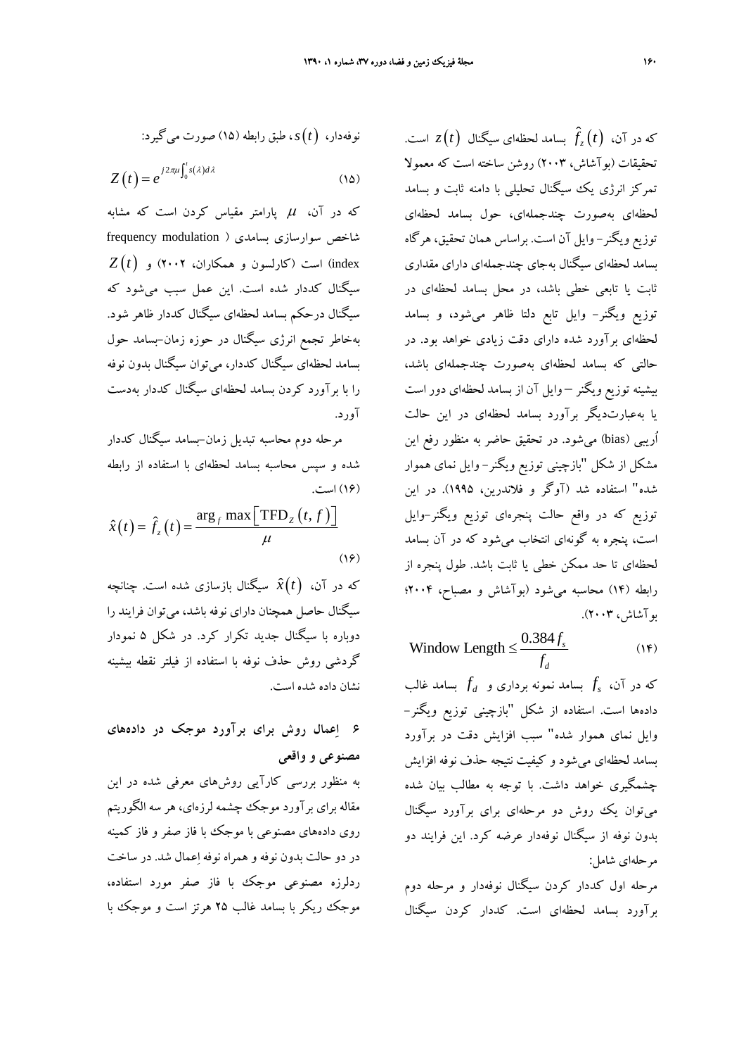که در آن، $\hat{f}_z(t)$ بسامد لحظه‌ای سیگنال $z(t)$ است. تحقیقات (بوآشاش، ۲۰۰۳) روشن ساخته است که معمولا تمرکز انرژی یک سیگنال تحلیلی با دامنه ثابت و بسامد لحظه‌ای به‌صورت چندجمله‌ای، حول بسامد لحظه‌ای توزیع ویگنر- وایل آن است. براساس همان تحقیق، هرگاه بسامد لحظه‌ای سیگنال به‌جای چندجمله‌ای دارای مقداری ثابت یا تابعی خطی باشد، در محل بسامد لحظه‌ای در توزیع ویگنر- وایل تابع دلتا ظاهر می‌شود، و بسامد لحظه‌ای برآورد شده دارای دقت زیادی خواهد بود. در حالتی که بسامد لحظه‌ای به‌صورت چندجمله‌ای باشد، بیشینه توزیع ویگنر –وایل آن از بسامد لحظه‌ای دور است یا به‌عبارت‌دیگر برآورد بسامد لحظه‌ای در این حالت اُریبی (bias) می‌شود. در تحقیق حاضر به منظور رفع این مشکل از شکل "بازچینی توزیع ویگنر- وایل نمای هموار شده" استفاده شد (آوگر و فلاندرین، ۱۹۹۵). در این توزیع که در واقع حالت پنجره‌ای توزیع ویگنر-وایل است، پنجره به گونه‌ای انتخاب می‌شود که در آن بسامد لحظه‌ای تا حد ممکن خطی یا ثابت باشد. طول پنجره از رابطه (۱۴) محاسبه می‌شود (بوآشاش و مصباح، ۲۰۰۴؛ بوآشاش، ۲۰۰۳).

$$\text{Window Length} \leq \frac{0.384 f_s}{f_d} \tag{۱۴}$$

که در آن، $f_s$ بسامد نمونه برداری و $f_d$ بسامد غالب داده‌ها است. استفاده از شکل "بازچینی توزیع ویگنر- وایل نمای هموار شده" سبب افزایش دقت در برآورد بسامد لحظه‌ای می‌شود و کیفیت نتیجه حذف نوفه افزایش چشمگیری خواهد داشت. با توجه به مطالب بیان شده می‌توان یک روش دو مرحله‌ای برای برآورد سیگنال بدون نوفه از سیگنال نوفه‌دار عرضه کرد. این فرایند دو مرحله‌ای شامل:

مرحله اول کددار کردن سیگنال نوفه‌دار و مرحله دوم برآورد بسامد لحظه‌ای است. کددار کردن سیگنال نوفه‌دار، $s(t)$، طبق رابطه (۱۵) صورت می‌گیرد:

$$Z(t) = e^{j2\pi\mu\int_0^t s(\lambda)d\lambda} \tag{۱۵}$$

که در آن، $\mu$ پارامتر مقیاس کردن است که مشابه شاخص سوارسازی بسامدی ( frequency modulation index) است (کارلسون و همکاران، ۲۰۰۲) و $Z(t)$ سیگنال کددار شده است. این عمل سبب می‌شود که سیگنال درحکم بسامد لحظه‌ای سیگنال کددار ظاهر شود. به‌خاطر تجمع انرژی سیگنال در حوزه زمان–بسامد حول بسامد لحظه‌ای سیگنال کددار، می‌توان سیگنال بدون نوفه را با برآورد کردن بسامد لحظه‌ای سیگنال کددار به‌دست آورد.

مرحله دوم محاسبه تبدیل زمان–بسامد سیگنال کددار شده و سپس محاسبه بسامد لحظه‌ای با استفاده از رابطه (۱۶) است.

$$\hat{x}(t) = \hat{f}_z(t) = \frac{\arg_f \max\left[\text{TFD}_Z(t, f)\right]}{\mu} \tag{۱۶}$$

که در آن، $\hat{x}(t)$ سیگنال بازسازی شده است. چنانچه سیگنال حاصل همچنان دارای نوفه باشد، می‌توان فرایند را دوباره با سیگنال جدید تکرار کرد. در شکل ۵ نمودار گردشی روش حذف نوفه با استفاده از فیلتر نقطه بیشینه نشان داده شده است.

## ۶ اِعمال روش برای برآورد موجک در داده‌های مصنوعی و واقعی

به منظور بررسی کارآیی روش‌های معرفی شده در این مقاله برای برآورد موجک چشمه لرزه‌ای، هر سه الگوریتم روی داده‌های مصنوعی با موجک با فاز صفر و فاز کمینه در دو حالت بدون نوفه و همراه نوفه اِعمال شد. در ساخت ردلرزه مصنوعی موجک با فاز صفر مورد استفاده، موجک ریکر با بسامد غالب ۲۵ هرتز است و موجک با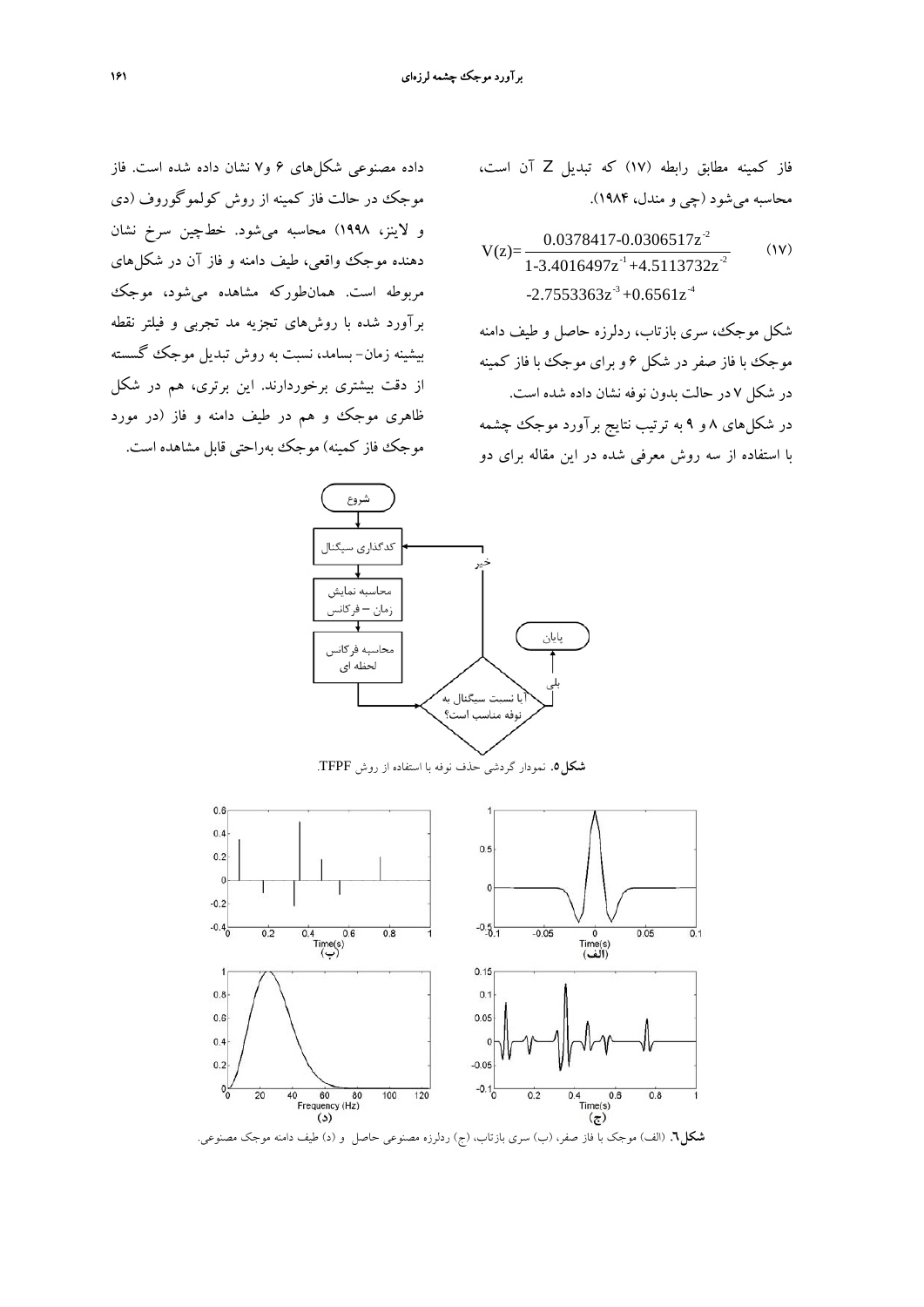فاز کمینه مطابق رابطه (۱۷) که تبدیل Z آن است، محاسبه می‌شود (چی و مندل، ۱۹۸۴).

$$V(z)=\frac{0.0378417-0.0306517z^{-2}}{1-3.4016497z^{-1}+4.5113732z^{-2}-2.7553363z^{-3}+0.6561z^{-4}} \qquad (۱۷)$$

شکل موجک، سری بازتاب، ردلرزه حاصل و طیف دامنه موجک با فاز صفر در شکل ۶ و برای موجک با فاز کمینه در شکل ۷ در حالت بدون نوفه نشان داده شده است.

در شکل‌های ۸ و ۹ به ترتیب نتایج برآورد موجک چشمه با استفاده از سه روش معرفی شده در این مقاله برای دو داده مصنوعی شکل‌های ۶ و۷ نشان داده شده است. فاز موجک در حالت فاز کمینه از روش کولموگوروف (دی و لاینز، ۱۹۹۸) محاسبه می‌شود. خط‌چین سرخ نشان دهنده موجک واقعی، طیف دامنه و فاز آن در شکل‌های مربوطه است. همان‌طورکه مشاهده می‌شود، موجک برآورد شده با روش‌های تجزیه مد تجربی و فیلتر نقطه بیشینه زمان- بسامد، نسبت به روش تبدیل موجک گسسته از دقت بیشتری برخوردارند. این برتری، هم در شکل ظاهری موجک و هم در طیف دامنه و فاز (در مورد موجک فاز کمینه) موجک به‌راحتی قابل مشاهده است.

**شکل۵.** نمودار گردشی حذف نوفه با استفاده از روش TFPF.

**شکل٦.** (الف) موجک با فاز صفر، (ب) سری بازتاب، (ج) ردلرزه مصنوعی حاصل و (د) طیف دامنه موجک مصنوعی.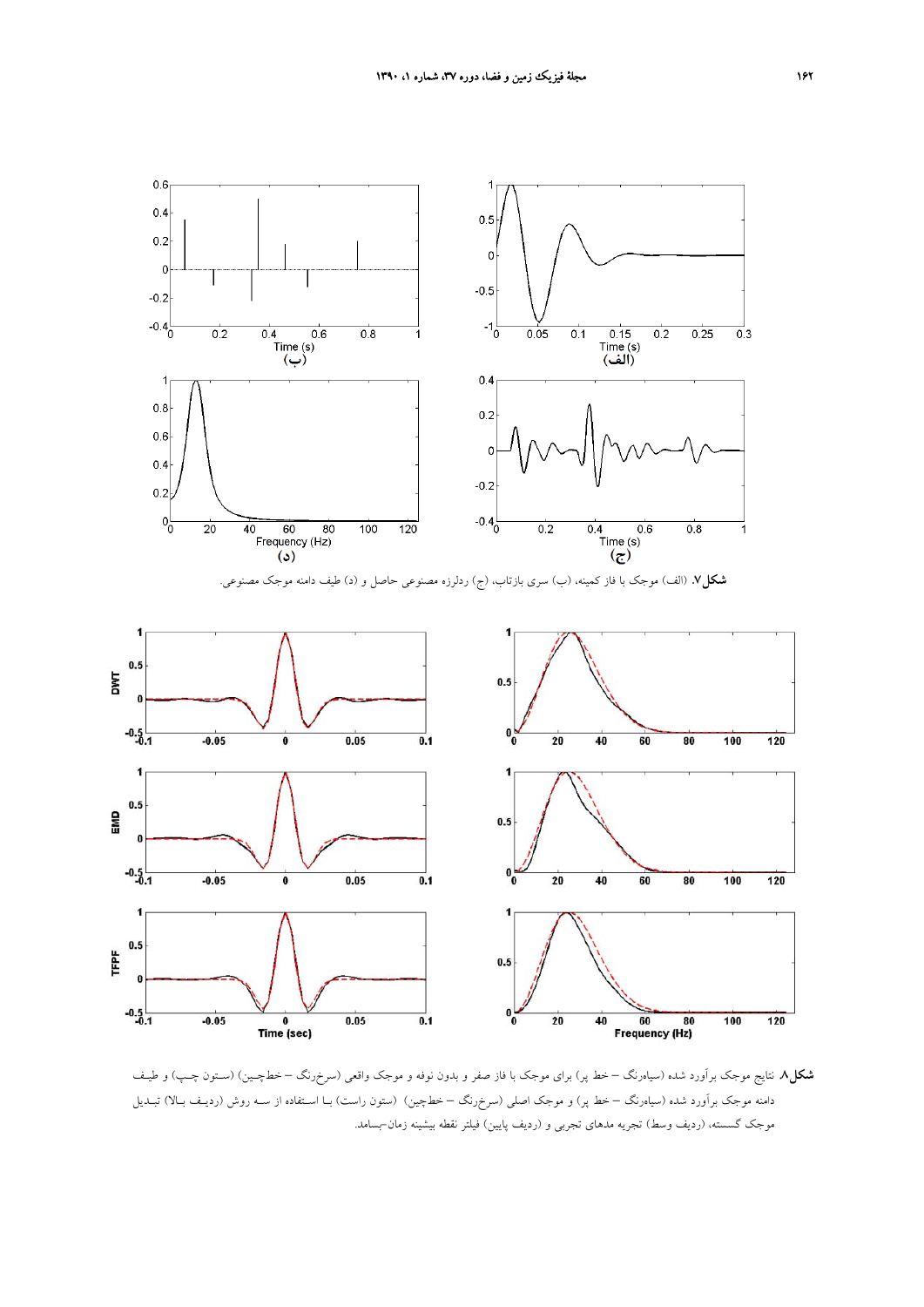**شکل ۷.** (الف) موجک با فاز کمینه، (ب) سری بازتاب، (ج) ردلرزه مصنوعی حاصل و (د) طیف دامنه موجک مصنوعی.

**شکل ۸.** نتایج موجک برآورد شده (سیاه‌رنگ – خط پر) برای موجک با فاز صفر و بدون نوفه و موجک واقعی (سرخ‌رنگ – خط‌چین) (ستون چپ) و طیف دامنه موجک برآورد شده (سیاه‌رنگ – خط پر) و موجک اصلی (سرخ‌رنگ – خط‌چین) (ستون راست) با استفاده از سه روش (ردیف بالا) تبدیل موجک گسسته، (ردیف وسط) تجربه مدهای تجربی و (ردیف پایین) فیلتر نقطه بیشینه زمان-بسامد.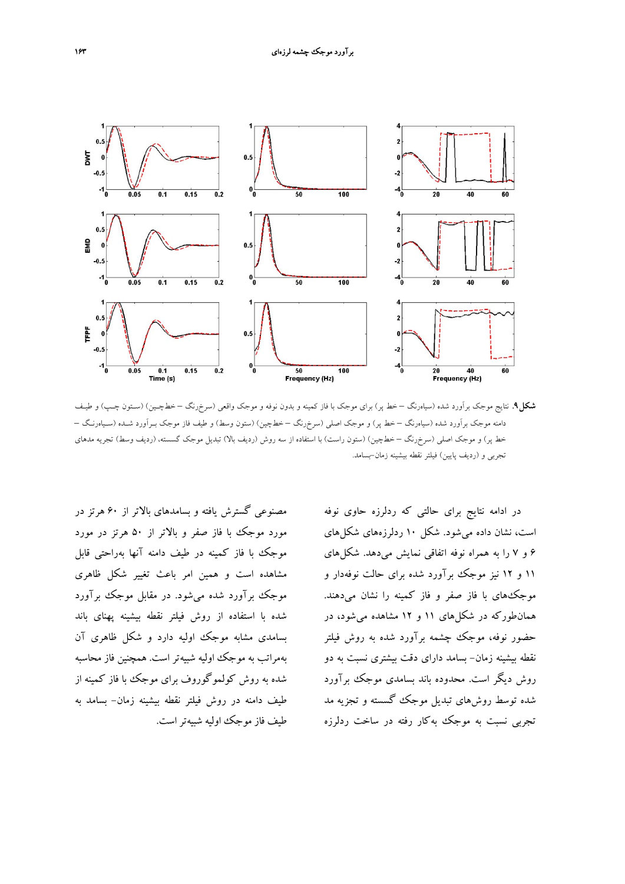**شکل ۹.** نتایج موجک برآورد شده (سیاه‌رنگ – خط پر) برای موجک با فاز کمینه و بدون نوفه و موجک واقعی (سرخ‌رنگ – خط‌چین) (ستون چپ) و طیف دامنه موجک برآورد شده (سیاه‌رنگ – خط پر) و موجک اصلی (سرخ‌رنگ – خط‌چین) (ستون وسط) و طیف فاز موجک برآورد شده (سیاه‌رنگ – خط پر) و موجک اصلی (سرخ‌رنگ – خط‌چین) (ستون راست) با استفاده از سه روش (ردیف بالا) تبدیل موجک گسسته، (ردیف وسط) تجربه مدهای تجربی و (ردیف پایین) فیلتر نقطه بیشینه زمان–بسامد.

در ادامه نتایج برای حالتی که ردلرزه حاوی نوفه است، نشان داده می‌شود. شکل ۱۰ ردلرزه‌های شکل‌های ۶ و ۷ را به همراه نوفه اتفاقی نمایش می‌دهد. شکل‌های ۱۱ و ۱۲ نیز موجک برآورد شده برای حالت نوفه‌دار و موجک‌های با فاز صفر و فاز کمینه را نشان می‌دهند. همان‌طورکه در شکل‌های ۱۱ و ۱۲ مشاهده می‌شود، در حضور نوفه، موجک چشمه برآورد شده به روش فیلتر نقطه بیشینه زمان– بسامد دارای دقت بیشتری نسبت به دو روش دیگر است. محدوده باند بسامدی موجک برآورد شده توسط روش‌های تبدیل موجک گسسته و تجزیه مد تجربی نسبت به موجک به‌کار رفته در ساخت ردلرزه مصنوعی گسترش یافته و بسامدهای بالاتر از ۶۰ هرتز در مورد موجک با فاز صفر و بالاتر از ۵۰ هرتز در مورد موجک با فاز کمینه در طیف دامنه آنها به‌راحتی قابل مشاهده است و همین امر باعث تغییر شکل ظاهری موجک برآورد شده می‌شود. در مقابل موجک برآورد شده با استفاده از روش فیلتر نقطه بیشینه پهنای باند بسامدی مشابه موجک اولیه دارد و شکل ظاهری آن به‌مراتب به موجک اولیه شبیه‌تر است. همچنین فاز محاسبه شده به روش کولموگوروف برای موجک با فاز کمینه از طیف دامنه در روش فیلتر نقطه بیشینه زمان– بسامد به طیف فاز موجک اولیه شبیه‌تر است.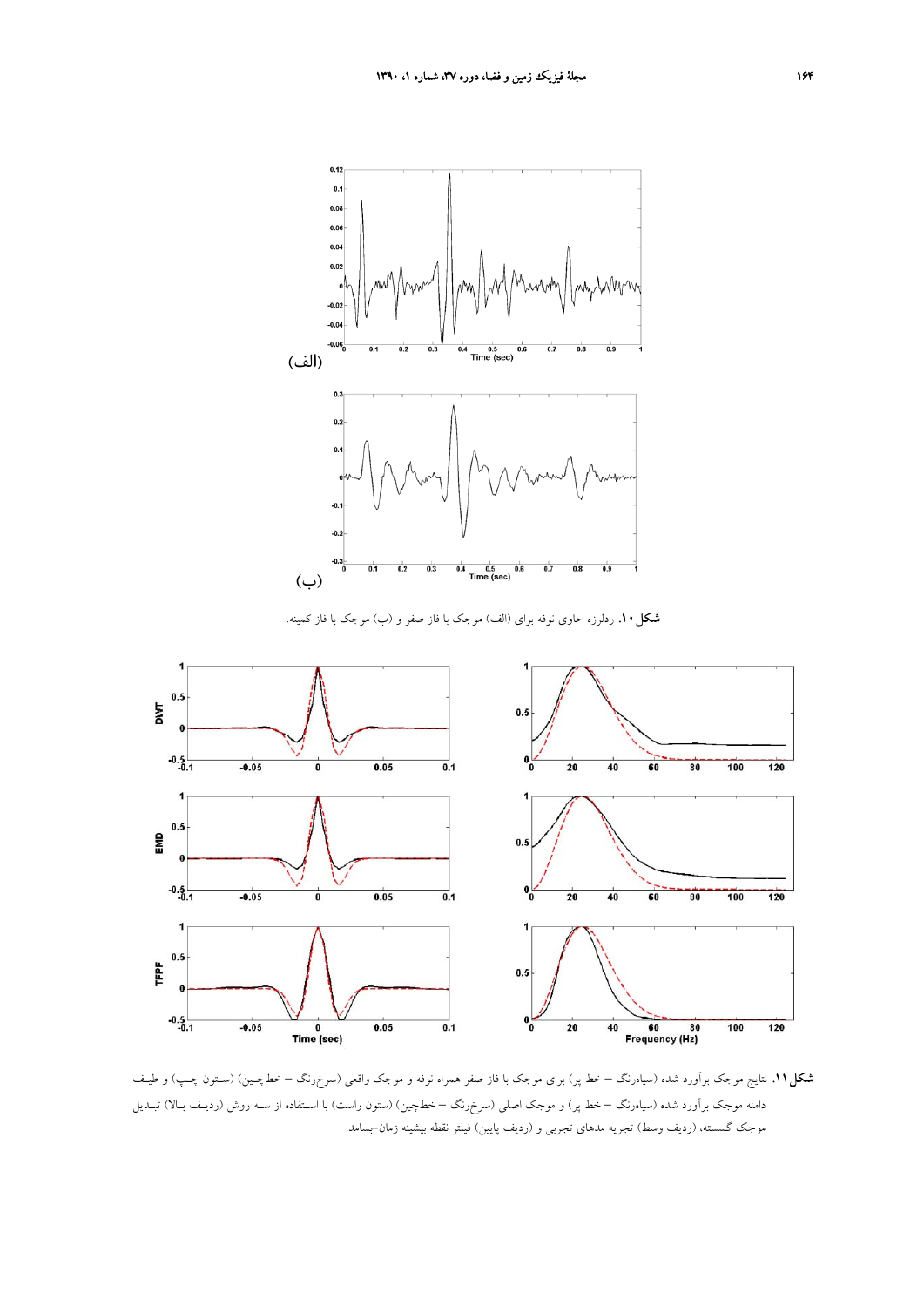(الف)

(ب)

**شکل ۱۰.** ردلرزه حاوی نوفه برای (الف) موجک با فاز صفر و (ب) موجک با فاز کمینه.

**شکل ۱۱.** نتایج موجک برآورد شده (سیاه‌رنگ – خط پر) برای موجک با فاز صفر همراه نوفه و موجک واقعی (سرخ‌رنگ – خط‌چین) (ستون چپ) و طیف دامنه موجک برآورد شده (سیاه‌رنگ – خط پر) و موجک اصلی (سرخ‌رنگ – خط‌چین) (ستون راست) با استفاده از سه روش (ردیف بالا) تبدیل موجک گسسته، (ردیف وسط) تجربه مدهای تجربی و (ردیف پایین) فیلتر نقطه بیشینه زمان–بسامد.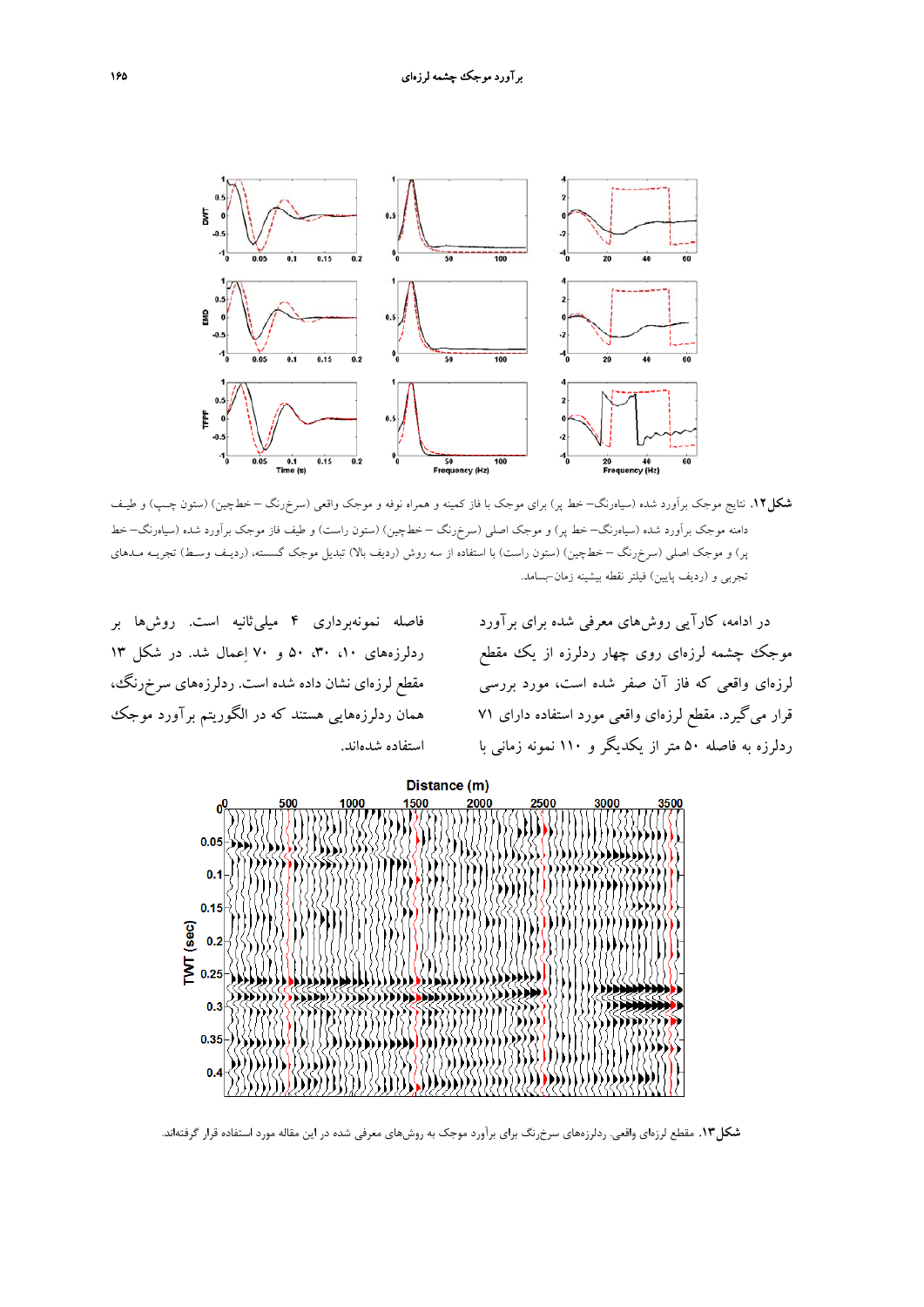**شکل ۱۲.** نتایج موجک برآورد شده (سیاه‌رنگ– خط پر) برای موجک با فاز کمینه و همراه نوفه و موجک واقعی (سرخ‌رنگ – خط‌چین) (ستون چپ) و طیف دامنه موجک برآورد شده (سیاه‌رنگ– خط پر) و موجک اصلی (سرخ‌رنگ – خط‌چین) (ستون راست) و طیف فاز موجک برآورد شده (سیاه‌رنگ– خط پر) و موجک اصلی (سرخ‌رنگ – خط‌چین) (ستون راست) با استفاده از سه روش (ردیف بالا) تبدیل موجک گسسته، (ردیف وسط) تجربه مدهای تجربی و (ردیف پایین) فیلتر نقطه بیشینه زمان–بسامد.

در ادامه، کارآیی روش‌های معرفی شده برای برآورد موجک چشمه لرزه‌ای روی چهار ردلرزه از یک مقطع لرزه‌ای واقعی که فاز آن صفر شده است، مورد بررسی قرار می‌گیرد. مقطع لرزه‌ای واقعی مورد استفاده دارای ۷۱ ردلرزه به فاصله ۵۰ متر از یکدیگر و ۱۱۰ نمونه زمانی با فاصله نمونه‌برداری ۴ میلی‌ثانیه است. روش‌ها بر ردلرزه‌های ۱۰، ۳۰، ۵۰ و ۷۰ اِعمال شد. در شکل ۱۳ مقطع لرزه‌ای نشان داده شده است. ردلرزه‌های سرخ‌رنگ، همان ردلرزه‌هایی هستند که در الگوریتم برآورد موجک استفاده شده‌اند.

**شکل ۱۳.** مقطع لرزه‌ای واقعی. ردلرزه‌های سرخ‌رنگ برای برآورد موجک به روش‌های معرفی شده در این مقاله مورد استفاده قرار گرفته‌اند.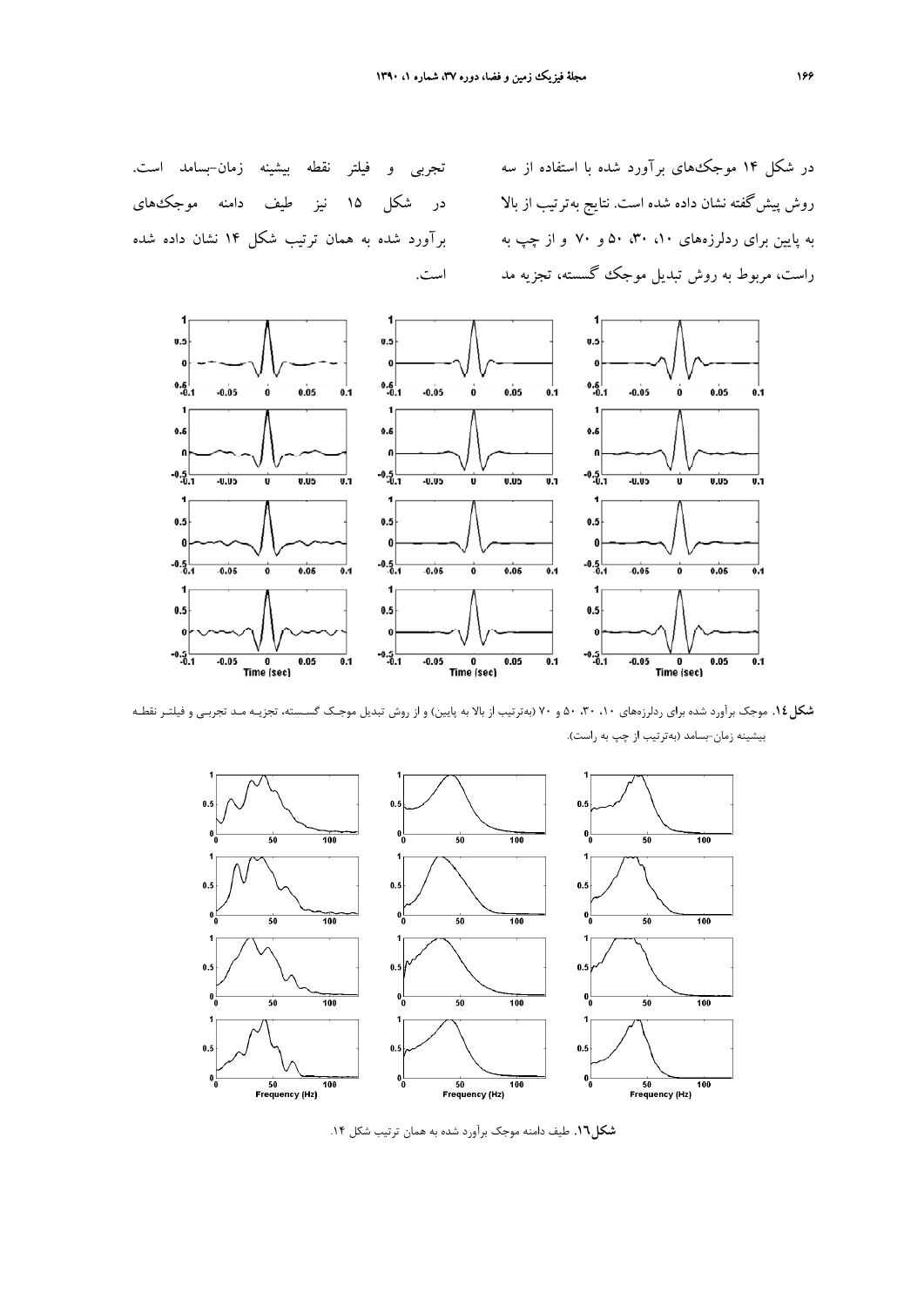در شکل ۱۴ موجک‌های برآورد شده با استفاده از سه روش پیش‌گفته نشان داده شده است. نتایج به‌ترتیب از بالا به پایین برای ردلرزه‌های ۱۰، ۳۰، ۵۰ و ۷۰ و از چپ به راست، مربوط به روش تبدیل موجک گسسته، تجزیه مد تجربی و فیلتر نقطه بیشینه زمان–بسامد است. در شکل ۱۵ نیز طیف دامنه موجک‌های برآورد شده به همان ترتیب شکل ۱۴ نشان داده شده است.

**شکل ۱۴.** موجک برآورد شده برای ردلرزه‌های ۱۰، ۳۰، ۵۰ و ۷۰ (به‌ترتیب از بالا به پایین) و از روش تبدیل موجک گسسته، تجزیه مد تجربی و فیلتر نقطه بیشینه زمان–بسامد (به‌ترتیب از چپ به راست).

**شکل ۱۶.** طیف دامنه موجک برآورد شده به همان ترتیب شکل ۱۴.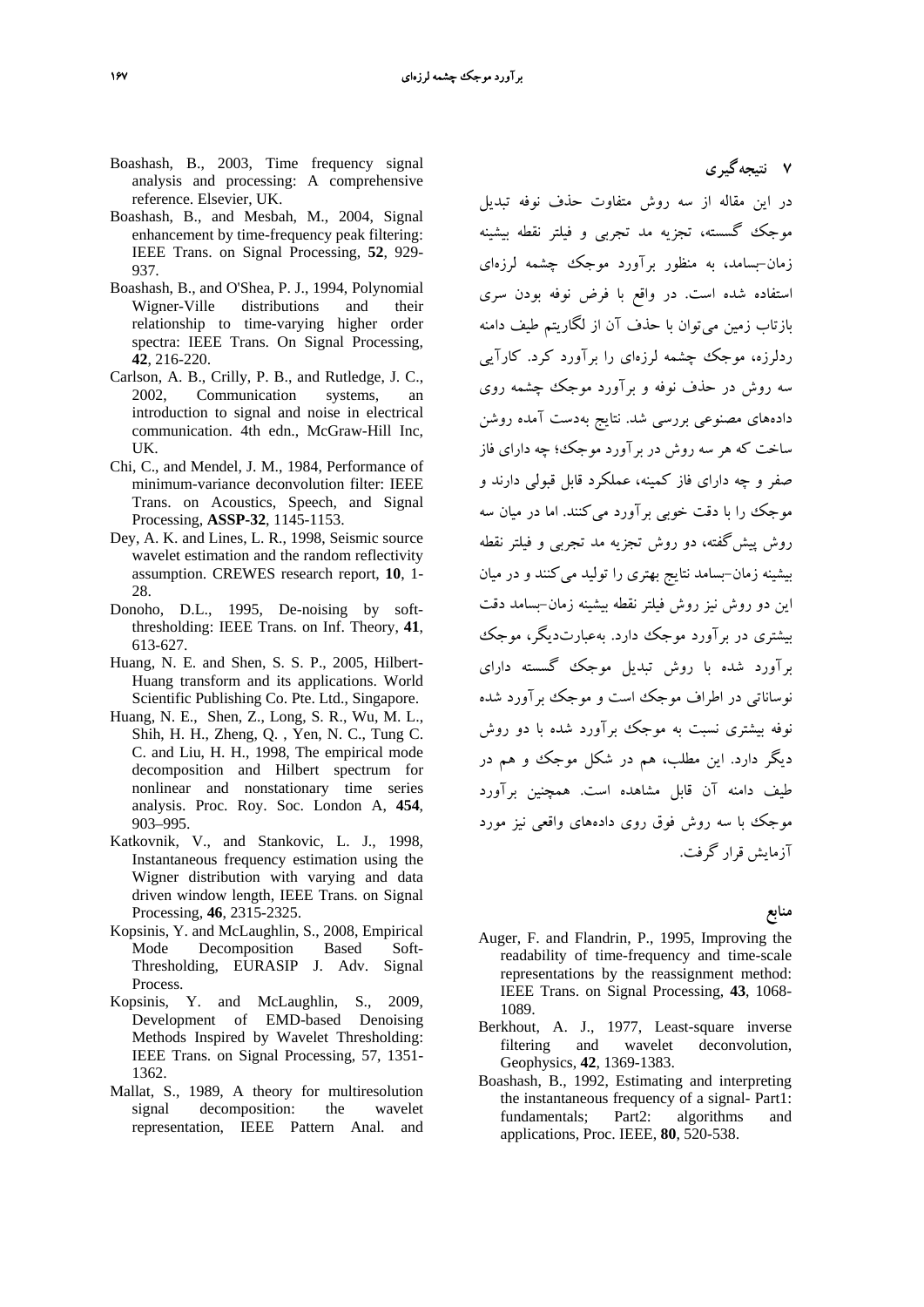## ۷ نتیجه‌گیری

در این مقاله از سه روش متفاوت حذف نوفه تبدیل موجک گسسته، تجزیه مد تجربی و فیلتر نقطه بیشینه زمان–بسامد، به منظور برآورد موجک چشمه لرزه‌ای استفاده شده است. در واقع با فرض نوفه بودن سری بازتاب زمین می‌توان با حذف آن از لگاریتم طیف دامنه ردلرزه، موجک چشمه لرزه‌ای را برآورد کرد. کارآیی سه روش در حذف نوفه و برآورد موجک چشمه روی داده‌های مصنوعی بررسی شد. نتایج به‌دست آمده روشن ساخت که هر سه روش در برآورد موجک؛ چه دارای فاز صفر و چه دارای فاز کمینه، عملکرد قابل قبولی دارند و موجک را با دقت خوبی برآورد می‌کنند. اما در میان سه روش پیش‌گفته، دو روش تجزیه مد تجربی و فیلتر نقطه بیشینه زمان–بسامد نتایج بهتری را تولید می‌کنند و در میان این دو روش نیز روش فیلتر نقطه بیشینه زمان–بسامد دقت بیشتری در برآورد موجک دارد. به‌عبارت‌دیگر، موجک برآورد شده با روش تبدیل موجک گسسته دارای نوساناتی در اطراف موجک است و موجک برآورد شده نوفه بیشتری نسبت به موجک برآورد شده با دو روش دیگر دارد. این مطلب، هم در شکل موجک و هم در طیف دامنه آن قابل مشاهده است. همچنین برآورد موجک با سه روش فوق روی داده‌های واقعی نیز مورد آزمایش قرار گرفت.

## منابع

Auger, F. and Flandrin, P., 1995, Improving the readability of time-frequency and time-scale representations by the reassignment method: IEEE Trans. on Signal Processing, **43**, 1068-1089.

Berkhout, A. J., 1977, Least-square inverse filtering and wavelet deconvolution, Geophysics, **42**, 1369-1383.

Boashash, B., 1992, Estimating and interpreting the instantaneous frequency of a signal- Part1: fundamentals; Part2: algorithms and applications, Proc. IEEE, **80**, 520-538.

Boashash, B., 2003, Time frequency signal analysis and processing: A comprehensive reference. Elsevier, UK.

Boashash, B., and Mesbah, M., 2004, Signal enhancement by time-frequency peak filtering: IEEE Trans. on Signal Processing, **52**, 929-937.

Boashash, B., and O'Shea, P. J., 1994, Polynomial Wigner-Ville distributions and their relationship to time-varying higher order spectra: IEEE Trans. On Signal Processing, **42**, 216-220.

Carlson, A. B., Crilly, P. B., and Rutledge, J. C., 2002, Communication systems, an introduction to signal and noise in electrical communication. 4th edn., McGraw-Hill Inc, UK.

Chi, C., and Mendel, J. M., 1984, Performance of minimum-variance deconvolution filter: IEEE Trans. on Acoustics, Speech, and Signal Processing, **ASSP-32**, 1145-1153.

Dey, A. K. and Lines, L. R., 1998, Seismic source wavelet estimation and the random reflectivity assumption. CREWES research report, **10**, 1-28.

Donoho, D.L., 1995, De-noising by soft-thresholding: IEEE Trans. on Inf. Theory, **41**, 613-627.

Huang, N. E. and Shen, S. S. P., 2005, Hilbert-Huang transform and its applications. World Scientific Publishing Co. Pte. Ltd., Singapore.

Huang, N. E., Shen, Z., Long, S. R., Wu, M. L., Shih, H. H., Zheng, Q. , Yen, N. C., Tung C. C. and Liu, H. H., 1998, The empirical mode decomposition and Hilbert spectrum for nonlinear and nonstationary time series analysis. Proc. Roy. Soc. London A, **454**, 903–995.

Katkovnik, V., and Stankovic, L. J., 1998, Instantaneous frequency estimation using the Wigner distribution with varying and data driven window length, IEEE Trans. on Signal Processing, **46**, 2315-2325.

Kopsinis, Y. and McLaughlin, S., 2008, Empirical Mode Decomposition Based Soft-Thresholding, EURASIP J. Adv. Signal Process.

Kopsinis, Y. and McLaughlin, S., 2009, Development of EMD-based Denoising Methods Inspired by Wavelet Thresholding: IEEE Trans. on Signal Processing, 57, 1351-1362.

Mallat, S., 1989, A theory for multiresolution signal decomposition: the wavelet representation, IEEE Pattern Anal. and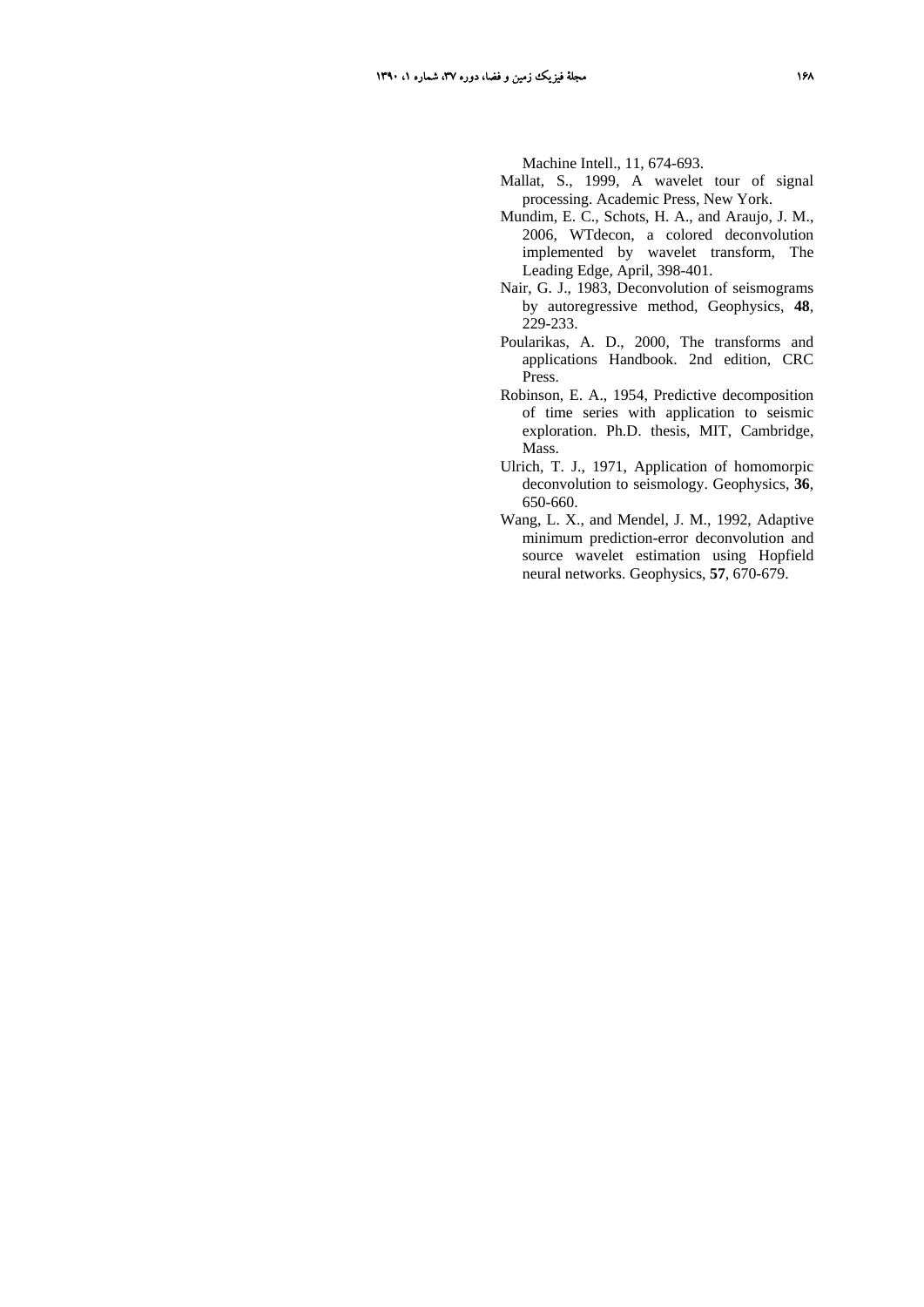Machine Intell., 11, 674-693.

Mallat, S., 1999, A wavelet tour of signal processing. Academic Press, New York.

Mundim, E. C., Schots, H. A., and Araujo, J. M., 2006, WTdecon, a colored deconvolution implemented by wavelet transform, The Leading Edge, April, 398-401.

Nair, G. J., 1983, Deconvolution of seismograms by autoregressive method, Geophysics, **48**, 229-233.

Poularikas, A. D., 2000, The transforms and applications Handbook. 2nd edition, CRC Press.

Robinson, E. A., 1954, Predictive decomposition of time series with application to seismic exploration. Ph.D. thesis, MIT, Cambridge, Mass.

Ulrich, T. J., 1971, Application of homomorpic deconvolution to seismology. Geophysics, **36**, 650-660.

Wang, L. X., and Mendel, J. M., 1992, Adaptive minimum prediction-error deconvolution and source wavelet estimation using Hopfield neural networks. Geophysics, **57**, 670-679.